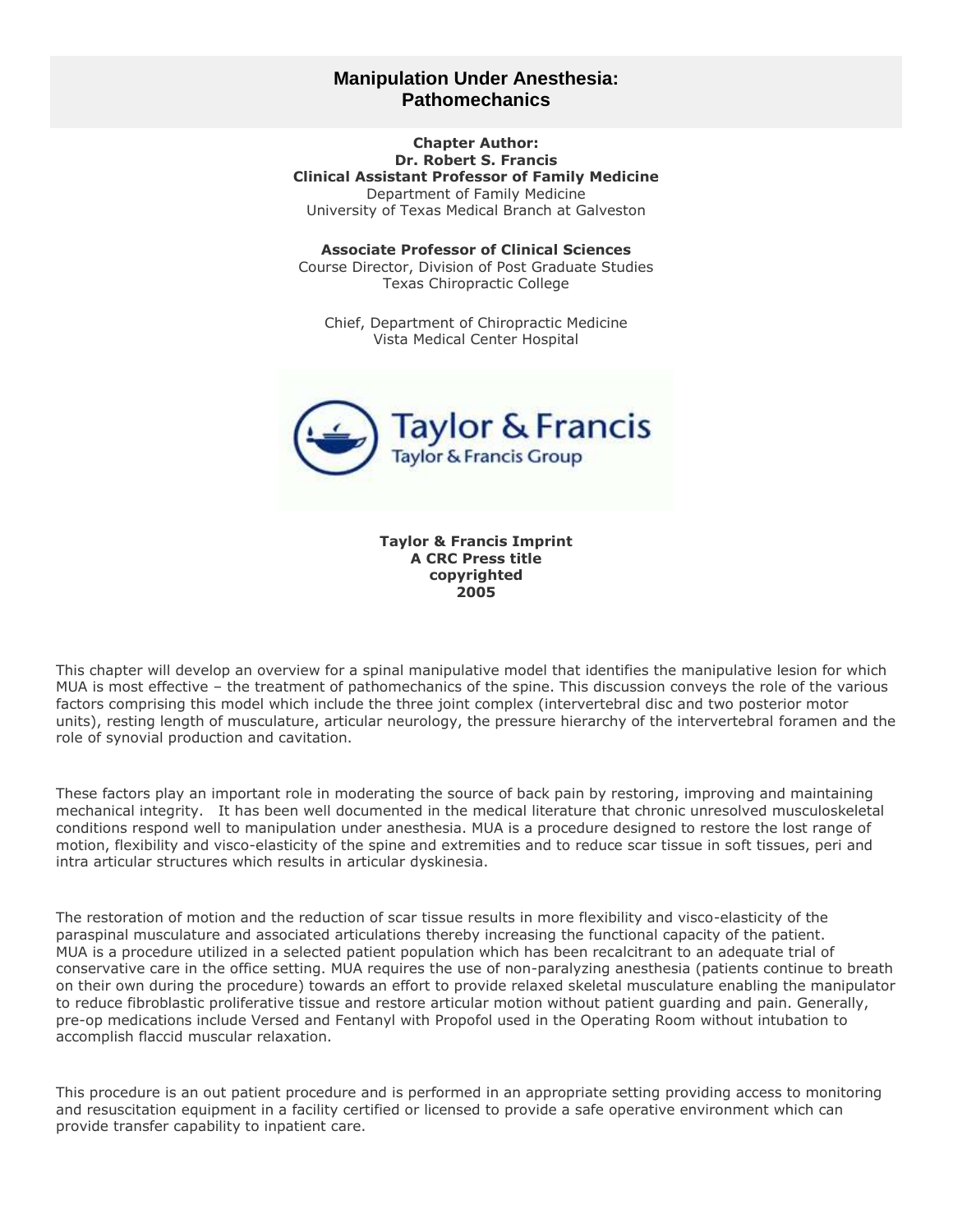# Manipulation Under Anesthesia: Pathomechanics

**Chapter Author:**
**Dr. Robert S. Francis**
**Clinical Assistant Professor of Family Medicine**
Department of Family Medicine
University of Texas Medical Branch at Galveston

**Associate Professor of Clinical Sciences**
Course Director, Division of Post Graduate Studies
Texas Chiropractic College

Chief, Department of Chiropractic Medicine
Vista Medical Center Hospital

Taylor & Francis
Taylor & Francis Group

**Taylor & Francis Imprint**
**A CRC Press title**
**copyrighted**
**2005**

This chapter will develop an overview for a spinal manipulative model that identifies the manipulative lesion for which MUA is most effective – the treatment of pathomechanics of the spine. This discussion conveys the role of the various factors comprising this model which include the three joint complex (intervertebral disc and two posterior motor units), resting length of musculature, articular neurology, the pressure hierarchy of the intervertebral foramen and the role of synovial production and cavitation.

These factors play an important role in moderating the source of back pain by restoring, improving and maintaining mechanical integrity. It has been well documented in the medical literature that chronic unresolved musculoskeletal conditions respond well to manipulation under anesthesia. MUA is a procedure designed to restore the lost range of motion, flexibility and visco-elasticity of the spine and extremities and to reduce scar tissue in soft tissues, peri and intra articular structures which results in articular dyskinesia.

The restoration of motion and the reduction of scar tissue results in more flexibility and visco-elasticity of the paraspinal musculature and associated articulations thereby increasing the functional capacity of the patient. MUA is a procedure utilized in a selected patient population which has been recalcitrant to an adequate trial of conservative care in the office setting. MUA requires the use of non-paralyzing anesthesia (patients continue to breath on their own during the procedure) towards an effort to provide relaxed skeletal musculature enabling the manipulator to reduce fibroblastic proliferative tissue and restore articular motion without patient guarding and pain. Generally, pre-op medications include Versed and Fentanyl with Propofol used in the Operating Room without intubation to accomplish flaccid muscular relaxation.

This procedure is an out patient procedure and is performed in an appropriate setting providing access to monitoring and resuscitation equipment in a facility certified or licensed to provide a safe operative environment which can provide transfer capability to inpatient care.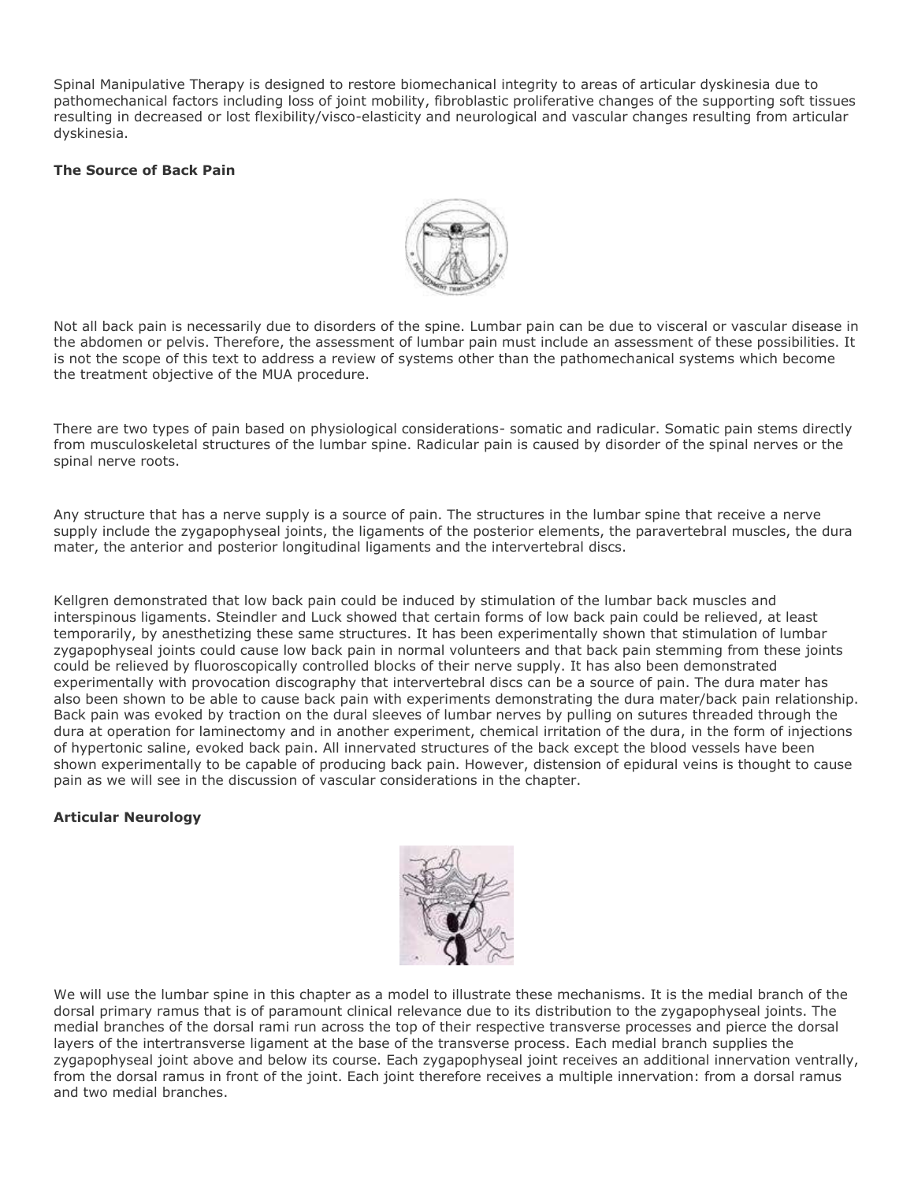Spinal Manipulative Therapy is designed to restore biomechanical integrity to areas of articular dyskinesia due to pathomechanical factors including loss of joint mobility, fibroblastic proliferative changes of the supporting soft tissues resulting in decreased or lost flexibility/visco-elasticity and neurological and vascular changes resulting from articular dyskinesia.

**The Source of Back Pain**

Not all back pain is necessarily due to disorders of the spine. Lumbar pain can be due to visceral or vascular disease in the abdomen or pelvis. Therefore, the assessment of lumbar pain must include an assessment of these possibilities. It is not the scope of this text to address a review of systems other than the pathomechanical systems which become the treatment objective of the MUA procedure.

There are two types of pain based on physiological considerations- somatic and radicular. Somatic pain stems directly from musculoskeletal structures of the lumbar spine. Radicular pain is caused by disorder of the spinal nerves or the spinal nerve roots.

Any structure that has a nerve supply is a source of pain. The structures in the lumbar spine that receive a nerve supply include the zygapophyseal joints, the ligaments of the posterior elements, the paravertebral muscles, the dura mater, the anterior and posterior longitudinal ligaments and the intervertebral discs.

Kellgren demonstrated that low back pain could be induced by stimulation of the lumbar back muscles and interspinous ligaments. Steindler and Luck showed that certain forms of low back pain could be relieved, at least temporarily, by anesthetizing these same structures. It has been experimentally shown that stimulation of lumbar zygapophyseal joints could cause low back pain in normal volunteers and that back pain stemming from these joints could be relieved by fluoroscopically controlled blocks of their nerve supply. It has also been demonstrated experimentally with provocation discography that intervertebral discs can be a source of pain. The dura mater has also been shown to be able to cause back pain with experiments demonstrating the dura mater/back pain relationship. Back pain was evoked by traction on the dural sleeves of lumbar nerves by pulling on sutures threaded through the dura at operation for laminectomy and in another experiment, chemical irritation of the dura, in the form of injections of hypertonic saline, evoked back pain. All innervated structures of the back except the blood vessels have been shown experimentally to be capable of producing back pain. However, distension of epidural veins is thought to cause pain as we will see in the discussion of vascular considerations in the chapter.

**Articular Neurology**

We will use the lumbar spine in this chapter as a model to illustrate these mechanisms. It is the medial branch of the dorsal primary ramus that is of paramount clinical relevance due to its distribution to the zygapophyseal joints. The medial branches of the dorsal rami run across the top of their respective transverse processes and pierce the dorsal layers of the intertransverse ligament at the base of the transverse process. Each medial branch supplies the zygapophyseal joint above and below its course. Each zygapophyseal joint receives an additional innervation ventrally, from the dorsal ramus in front of the joint. Each joint therefore receives a multiple innervation: from a dorsal ramus and two medial branches.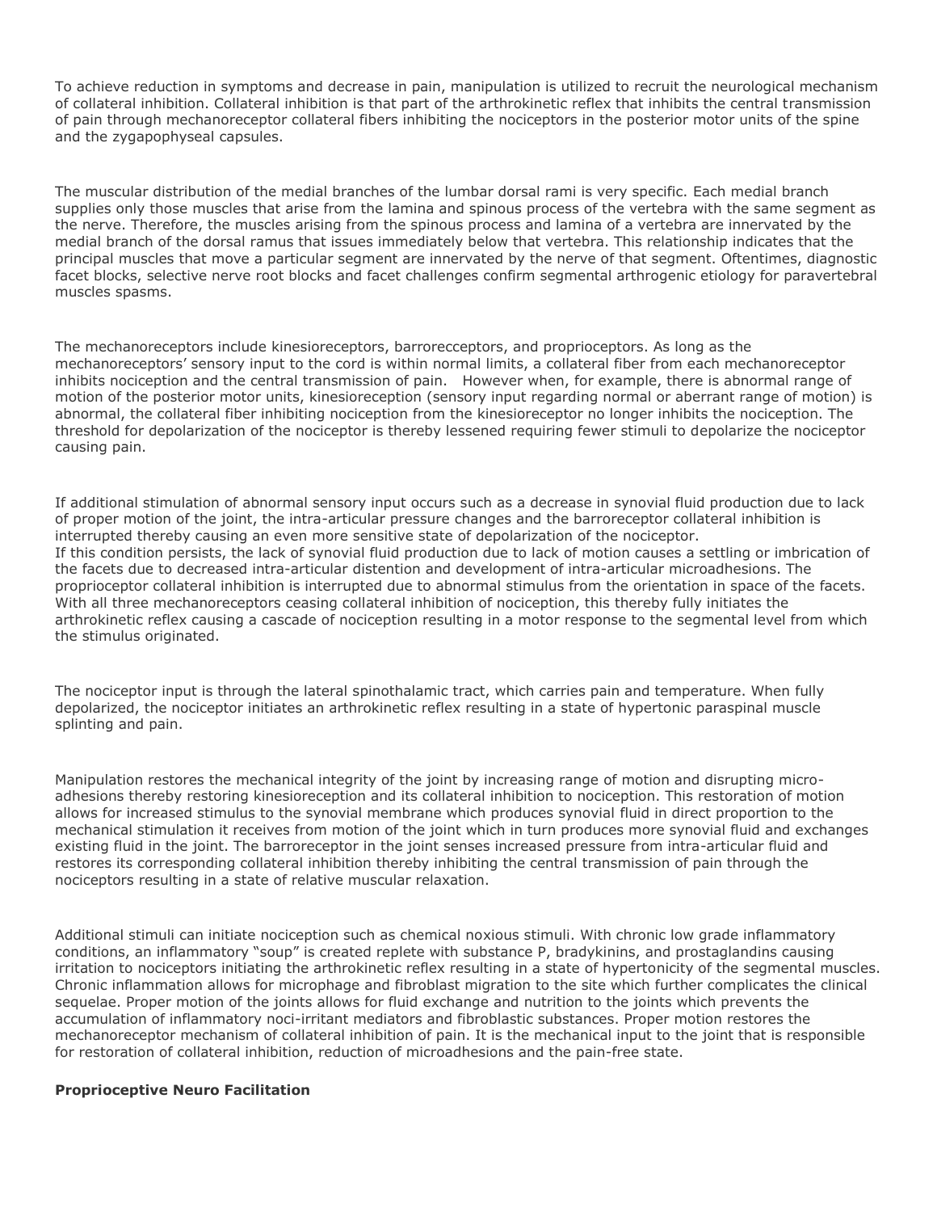To achieve reduction in symptoms and decrease in pain, manipulation is utilized to recruit the neurological mechanism of collateral inhibition. Collateral inhibition is that part of the arthrokinetic reflex that inhibits the central transmission of pain through mechanoreceptor collateral fibers inhibiting the nociceptors in the posterior motor units of the spine and the zygapophyseal capsules.

The muscular distribution of the medial branches of the lumbar dorsal rami is very specific. Each medial branch supplies only those muscles that arise from the lamina and spinous process of the vertebra with the same segment as the nerve. Therefore, the muscles arising from the spinous process and lamina of a vertebra are innervated by the medial branch of the dorsal ramus that issues immediately below that vertebra. This relationship indicates that the principal muscles that move a particular segment are innervated by the nerve of that segment. Oftentimes, diagnostic facet blocks, selective nerve root blocks and facet challenges confirm segmental arthrogenic etiology for paravertebral muscles spasms.

The mechanoreceptors include kinesioreceptors, barrorecceptors, and proprioceptors. As long as the mechanoreceptors' sensory input to the cord is within normal limits, a collateral fiber from each mechanoreceptor inhibits nociception and the central transmission of pain. However when, for example, there is abnormal range of motion of the posterior motor units, kinesioreception (sensory input regarding normal or aberrant range of motion) is abnormal, the collateral fiber inhibiting nociception from the kinesioreceptor no longer inhibits the nociception. The threshold for depolarization of the nociceptor is thereby lessened requiring fewer stimuli to depolarize the nociceptor causing pain.

If additional stimulation of abnormal sensory input occurs such as a decrease in synovial fluid production due to lack of proper motion of the joint, the intra-articular pressure changes and the barroreceptor collateral inhibition is interrupted thereby causing an even more sensitive state of depolarization of the nociceptor.
If this condition persists, the lack of synovial fluid production due to lack of motion causes a settling or imbrication of the facets due to decreased intra-articular distention and development of intra-articular microadhesions. The proprioceptor collateral inhibition is interrupted due to abnormal stimulus from the orientation in space of the facets. With all three mechanoreceptors ceasing collateral inhibition of nociception, this thereby fully initiates the arthrokinetic reflex causing a cascade of nociception resulting in a motor response to the segmental level from which the stimulus originated.

The nociceptor input is through the lateral spinothalamic tract, which carries pain and temperature. When fully depolarized, the nociceptor initiates an arthrokinetic reflex resulting in a state of hypertonic paraspinal muscle splinting and pain.

Manipulation restores the mechanical integrity of the joint by increasing range of motion and disrupting micro-adhesions thereby restoring kinesioreception and its collateral inhibition to nociception. This restoration of motion allows for increased stimulus to the synovial membrane which produces synovial fluid in direct proportion to the mechanical stimulation it receives from motion of the joint which in turn produces more synovial fluid and exchanges existing fluid in the joint. The barroreceptor in the joint senses increased pressure from intra-articular fluid and restores its corresponding collateral inhibition thereby inhibiting the central transmission of pain through the nociceptors resulting in a state of relative muscular relaxation.

Additional stimuli can initiate nociception such as chemical noxious stimuli. With chronic low grade inflammatory conditions, an inflammatory "soup" is created replete with substance P, bradykinins, and prostaglandins causing irritation to nociceptors initiating the arthrokinetic reflex resulting in a state of hypertonicity of the segmental muscles. Chronic inflammation allows for micrphage and fibroblast migration to the site which further complicates the clinical sequelae. Proper motion of the joints allows for fluid exchange and nutrition to the joints which prevents the accumulation of inflammatory noci-irritant mediators and fibroblastic substances. Proper motion restores the mechanoreceptor mechanism of collateral inhibition of pain. It is the mechanical input to the joint that is responsible for restoration of collateral inhibition, reduction of microadhesions and the pain-free state.

**Proprioceptive Neuro Facilitation**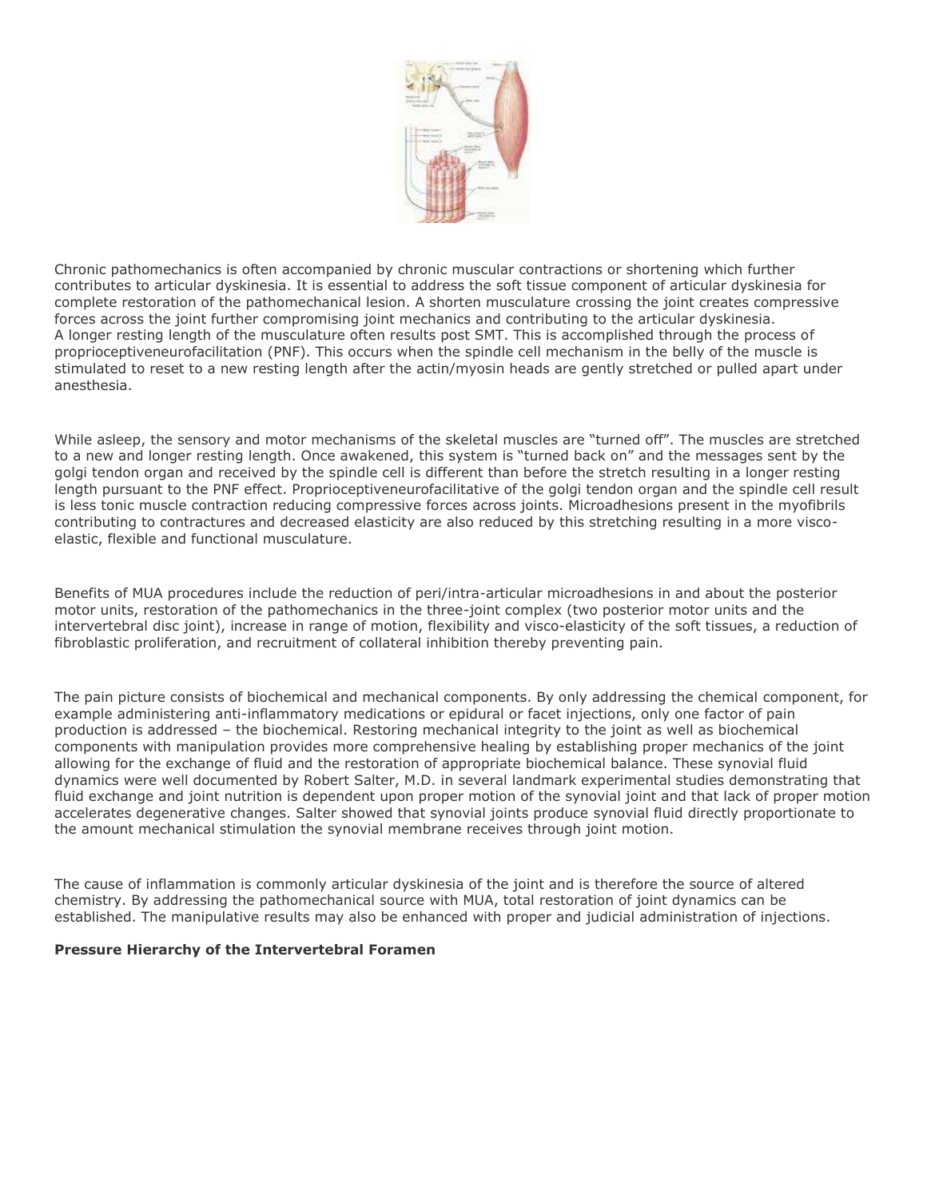Chronic pathomechanics is often accompanied by chronic muscular contractions or shortening which further contributes to articular dyskinesia. It is essential to address the soft tissue component of articular dyskinesia for complete restoration of the pathomechanical lesion. A shorten musculature crossing the joint creates compressive forces across the joint further compromising joint mechanics and contributing to the articular dyskinesia.
A longer resting length of the musculature often results post SMT. This is accomplished through the process of proprioceptiveneurofacilitation (PNF). This occurs when the spindle cell mechanism in the belly of the muscle is stimulated to reset to a new resting length after the actin/myosin heads are gently stretched or pulled apart under anesthesia.

While asleep, the sensory and motor mechanisms of the skeletal muscles are "turned off". The muscles are stretched to a new and longer resting length. Once awakened, this system is "turned back on" and the messages sent by the golgi tendon organ and received by the spindle cell is different than before the stretch resulting in a longer resting length pursuant to the PNF effect. Proprioceptiveneurofacilitative of the golgi tendon organ and the spindle cell result is less tonic muscle contraction reducing compressive forces across joints. Microadhesions present in the myofibrils contributing to contractures and decreased elasticity are also reduced by this stretching resulting in a more visco-elastic, flexible and functional musculature.

Benefits of MUA procedures include the reduction of peri/intra-articular microadhesions in and about the posterior motor units, restoration of the pathomechanics in the three-joint complex (two posterior motor units and the intervertebral disc joint), increase in range of motion, flexibility and visco-elasticity of the soft tissues, a reduction of fibroblastic proliferation, and recruitment of collateral inhibition thereby preventing pain.

The pain picture consists of biochemical and mechanical components. By only addressing the chemical component, for example administering anti-inflammatory medications or epidural or facet injections, only one factor of pain production is addressed – the biochemical. Restoring mechanical integrity to the joint as well as biochemical components with manipulation provides more comprehensive healing by establishing proper mechanics of the joint allowing for the exchange of fluid and the restoration of appropriate biochemical balance. These synovial fluid dynamics were well documented by Robert Salter, M.D. in several landmark experimental studies demonstrating that fluid exchange and joint nutrition is dependent upon proper motion of the synovial joint and that lack of proper motion accelerates degenerative changes. Salter showed that synovial joints produce synovial fluid directly proportionate to the amount mechanical stimulation the synovial membrane receives through joint motion.

The cause of inflammation is commonly articular dyskinesia of the joint and is therefore the source of altered chemistry. By addressing the pathomechanical source with MUA, total restoration of joint dynamics can be established. The manipulative results may also be enhanced with proper and judicial administration of injections.

**Pressure Hierarchy of the Intervertebral Foramen**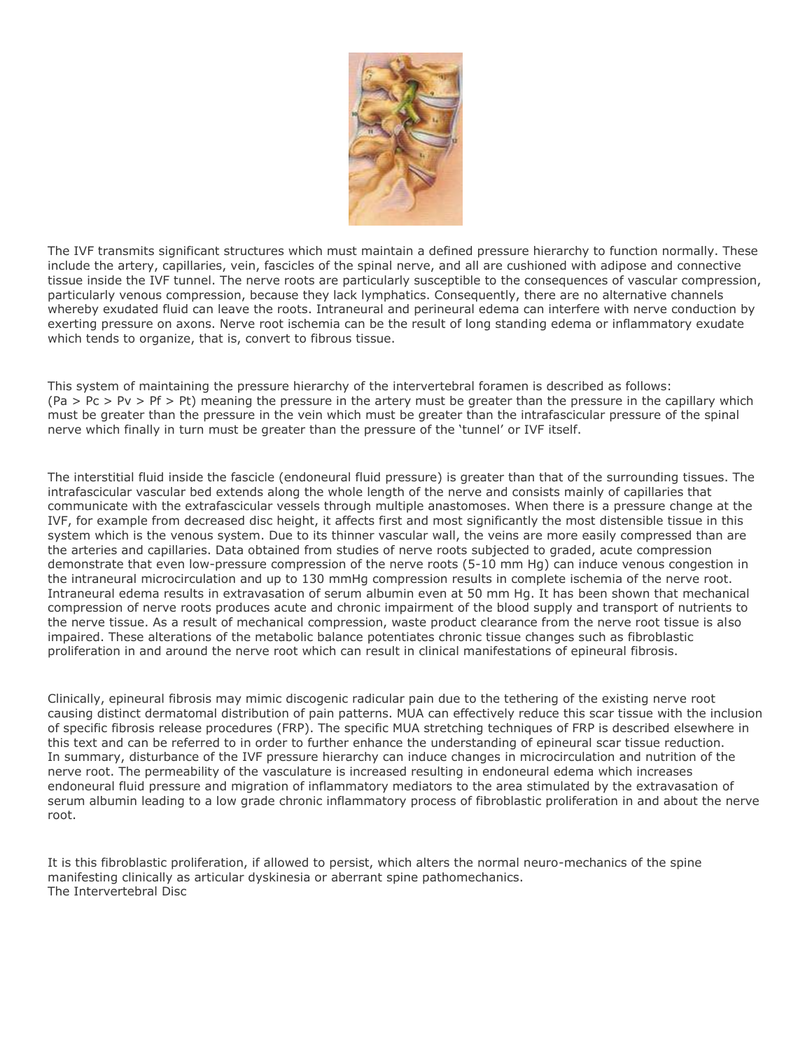The IVF transmits significant structures which must maintain a defined pressure hierarchy to function normally. These include the artery, capillaries, vein, fascicles of the spinal nerve, and all are cushioned with adipose and connective tissue inside the IVF tunnel. The nerve roots are particularly susceptible to the consequences of vascular compression, particularly venous compression, because they lack lymphatics. Consequently, there are no alternative channels whereby exudated fluid can leave the roots. Intraneural and perineural edema can interfere with nerve conduction by exerting pressure on axons. Nerve root ischemia can be the result of long standing edema or inflammatory exudate which tends to organize, that is, convert to fibrous tissue.

This system of maintaining the pressure hierarchy of the intervertebral foramen is described as follows: ($P_a > P_c > P_v > P_f > P_t$) meaning the pressure in the artery must be greater than the pressure in the capillary which must be greater than the pressure in the vein which must be greater than the intrafascicular pressure of the spinal nerve which finally in turn must be greater than the pressure of the 'tunnel' or IVF itself.

The interstitial fluid inside the fascicle (endoneural fluid pressure) is greater than that of the surrounding tissues. The intrafascicular vascular bed extends along the whole length of the nerve and consists mainly of capillaries that communicate with the extrafascicular vessels through multiple anastomoses. When there is a pressure change at the IVF, for example from decreased disc height, it affects first and most significantly the most distensible tissue in this system which is the venous system. Due to its thinner vascular wall, the veins are more easily compressed than are the arteries and capillaries. Data obtained from studies of nerve roots subjected to graded, acute compression demonstrate that even low-pressure compression of the nerve roots (5-10 mm Hg) can induce venous congestion in the intraneural microcirculation and up to 130 mmHg compression results in complete ischemia of the nerve root. Intraneural edema results in extravasation of serum albumin even at 50 mm Hg. It has been shown that mechanical compression of nerve roots produces acute and chronic impairment of the blood supply and transport of nutrients to the nerve tissue. As a result of mechanical compression, waste product clearance from the nerve root tissue is also impaired. These alterations of the metabolic balance potentiates chronic tissue changes such as fibroblastic proliferation in and around the nerve root which can result in clinical manifestations of epineural fibrosis.

Clinically, epineural fibrosis may mimic discogenic radicular pain due to the tethering of the existing nerve root causing distinct dermatomal distribution of pain patterns. MUA can effectively reduce this scar tissue with the inclusion of specific fibrosis release procedures (FRP). The specific MUA stretching techniques of FRP is described elsewhere in this text and can be referred to in order to further enhance the understanding of epineural scar tissue reduction.
In summary, disturbance of the IVF pressure hierarchy can induce changes in microcirculation and nutrition of the nerve root. The permeability of the vasculature is increased resulting in endoneural edema which increases endoneural fluid pressure and migration of inflammatory mediators to the area stimulated by the extravasation of serum albumin leading to a low grade chronic inflammatory process of fibroblastic proliferation in and about the nerve root.

It is this fibroblastic proliferation, if allowed to persist, which alters the normal neuro-mechanics of the spine manifesting clinically as articular dyskinesia or aberrant spine pathomechanics.

## The Intervertebral Disc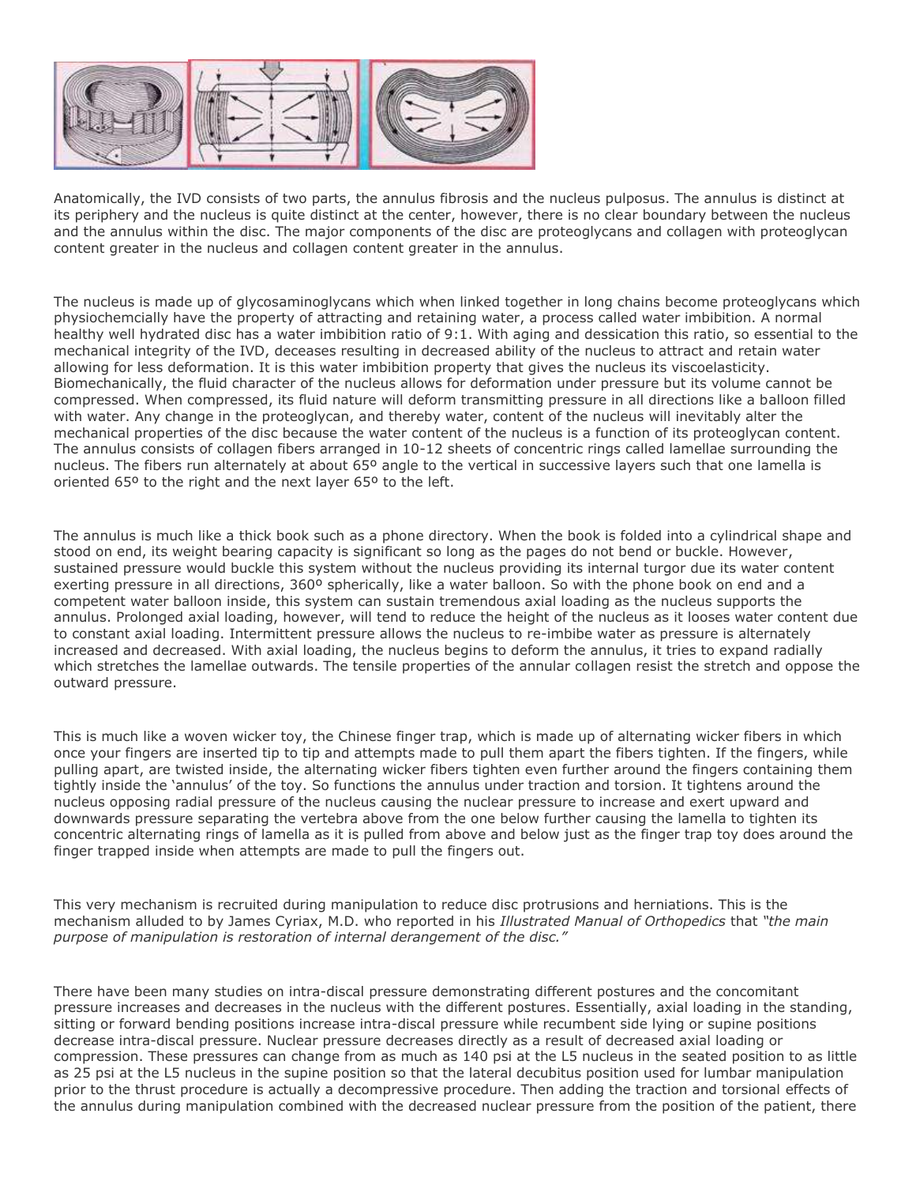Anatomically, the IVD consists of two parts, the annulus fibrosis and the nucleus pulposus. The annulus is distinct at its periphery and the nucleus is quite distinct at the center, however, there is no clear boundary between the nucleus and the annulus within the disc. The major components of the disc are proteoglycans and collagen with proteoglycan content greater in the nucleus and collagen content greater in the annulus.

The nucleus is made up of glycosaminoglycans which when linked together in long chains become proteoglycans which physiochemcially have the property of attracting and retaining water, a process called water imbibition. A normal healthy well hydrated disc has a water imbibition ratio of 9:1. With aging and dessication this ratio, so essential to the mechanical integrity of the IVD, deceases resulting in decreased ability of the nucleus to attract and retain water allowing for less deformation. It is this water imbibition property that gives the nucleus its viscoelasticity. Biomechanically, the fluid character of the nucleus allows for deformation under pressure but its volume cannot be compressed. When compressed, its fluid nature will deform transmitting pressure in all directions like a balloon filled with water. Any change in the proteoglycan, and thereby water, content of the nucleus will inevitably alter the mechanical properties of the disc because the water content of the nucleus is a function of its proteoglycan content. The annulus consists of collagen fibers arranged in 10-12 sheets of concentric rings called lamellae surrounding the nucleus. The fibers run alternately at about 65º angle to the vertical in successive layers such that one lamella is oriented 65º to the right and the next layer 65º to the left.

The annulus is much like a thick book such as a phone directory. When the book is folded into a cylindrical shape and stood on end, its weight bearing capacity is significant so long as the pages do not bend or buckle. However, sustained pressure would buckle this system without the nucleus providing its internal turgor due its water content exerting pressure in all directions, 360º spherically, like a water balloon. So with the phone book on end and a competent water balloon inside, this system can sustain tremendous axial loading as the nucleus supports the annulus. Prolonged axial loading, however, will tend to reduce the height of the nucleus as it looses water content due to constant axial loading. Intermittent pressure allows the nucleus to re-imbibe water as pressure is alternately increased and decreased. With axial loading, the nucleus begins to deform the annulus, it tries to expand radially which stretches the lamellae outwards. The tensile properties of the annular collagen resist the stretch and oppose the outward pressure.

This is much like a woven wicker toy, the Chinese finger trap, which is made up of alternating wicker fibers in which once your fingers are inserted tip to tip and attempts made to pull them apart the fibers tighten. If the fingers, while pulling apart, are twisted inside, the alternating wicker fibers tighten even further around the fingers containing them tightly inside the 'annulus' of the toy. So functions the annulus under traction and torsion. It tightens around the nucleus opposing radial pressure of the nucleus causing the nuclear pressure to increase and exert upward and downwards pressure separating the vertebra above from the one below further causing the lamella to tighten its concentric alternating rings of lamella as it is pulled from above and below just as the finger trap toy does around the finger trapped inside when attempts are made to pull the fingers out.

This very mechanism is recruited during manipulation to reduce disc protrusions and herniations. This is the mechanism alluded to by James Cyriax, M.D. who reported in his *Illustrated Manual of Orthopedics* that *"the main purpose of manipulation is restoration of internal derangement of the disc."*

There have been many studies on intra-discal pressure demonstrating different postures and the concomitant pressure increases and decreases in the nucleus with the different postures. Essentially, axial loading in the standing, sitting or forward bending positions increase intra-discal pressure while recumbent side lying or supine positions decrease intra-discal pressure. Nuclear pressure decreases directly as a result of decreased axial loading or compression. These pressures can change from as much as 140 psi at the L5 nucleus in the seated position to as little as 25 psi at the L5 nucleus in the supine position so that the lateral decubitus position used for lumbar manipulation prior to the thrust procedure is actually a decompressive procedure. Then adding the traction and torsional effects of the annulus during manipulation combined with the decreased nuclear pressure from the position of the patient, there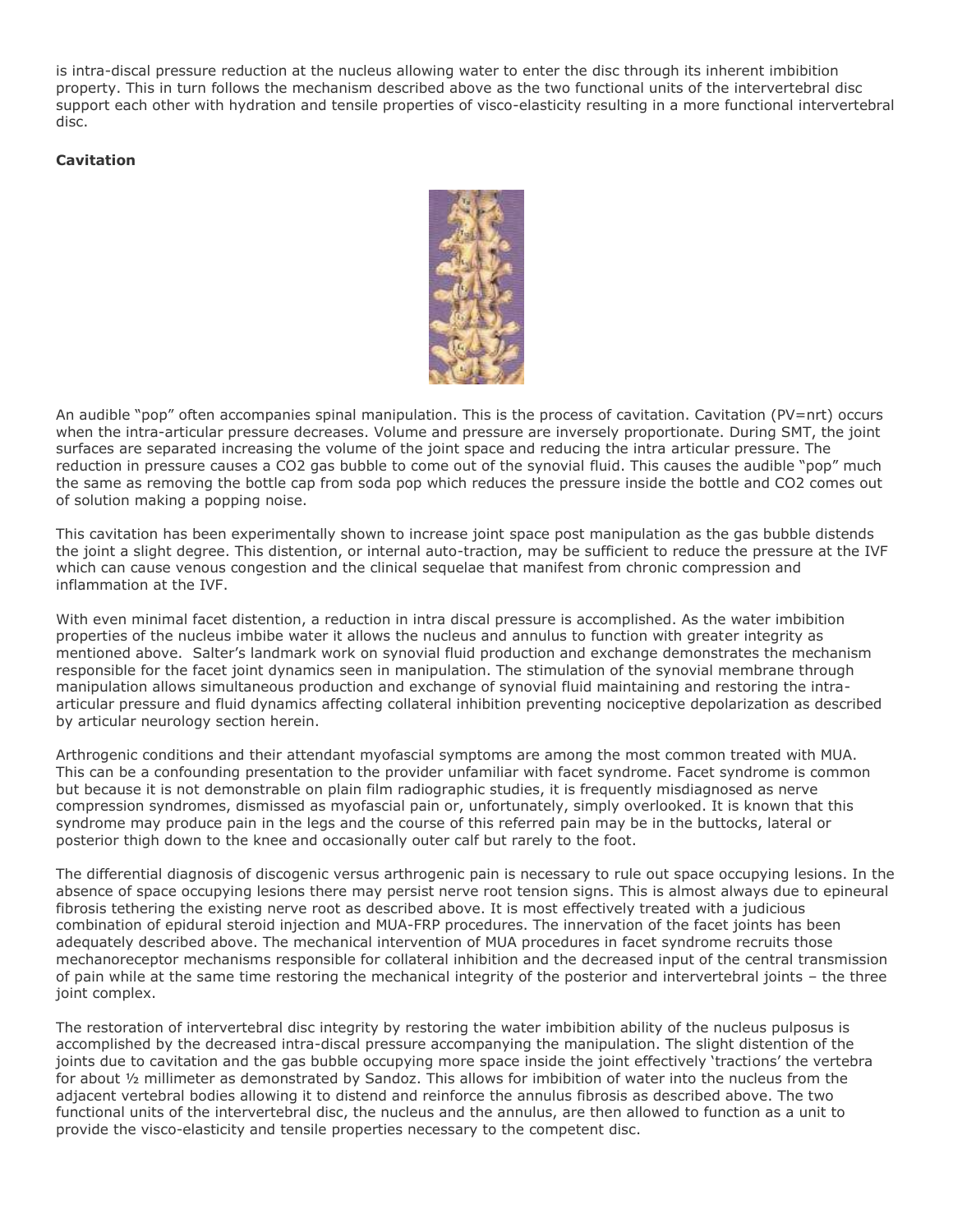is intra-discal pressure reduction at the nucleus allowing water to enter the disc through its inherent imbibition property. This in turn follows the mechanism described above as the two functional units of the intervertebral disc support each other with hydration and tensile properties of visco-elasticity resulting in a more functional intervertebral disc.

**Cavitation**

An audible "pop" often accompanies spinal manipulation. This is the process of cavitation. Cavitation (PV=nrt) occurs when the intra-articular pressure decreases. Volume and pressure are inversely proportionate. During SMT, the joint surfaces are separated increasing the volume of the joint space and reducing the intra articular pressure. The reduction in pressure causes a $CO_2$ gas bubble to come out of the synovial fluid. This causes the audible "pop" much the same as removing the bottle cap from soda pop which reduces the pressure inside the bottle and $CO_2$ comes out of solution making a popping noise.

This cavitation has been experimentally shown to increase joint space post manipulation as the gas bubble distends the joint a slight degree. This distention, or internal auto-traction, may be sufficient to reduce the pressure at the IVF which can cause venous congestion and the clinical sequelae that manifest from chronic compression and inflammation at the IVF.

With even minimal facet distention, a reduction in intra discal pressure is accomplished. As the water imbibition properties of the nucleus imbibe water it allows the nucleus and annulus to function with greater integrity as mentioned above. Salter's landmark work on synovial fluid production and exchange demonstrates the mechanism responsible for the facet joint dynamics seen in manipulation. The stimulation of the synovial membrane through manipulation allows simultaneous production and exchange of synovial fluid maintaining and restoring the intra-articular pressure and fluid dynamics affecting collateral inhibition preventing nociceptive depolarization as described by articular neurology section herein.

Arthrogenic conditions and their attendant myofascial symptoms are among the most common treated with MUA. This can be a confounding presentation to the provider unfamiliar with facet syndrome. Facet syndrome is common but because it is not demonstrable on plain film radiographic studies, it is frequently misdiagnosed as nerve compression syndromes, dismissed as myofascial pain or, unfortunately, simply overlooked. It is known that this syndrome may produce pain in the legs and the course of this referred pain may be in the buttocks, lateral or posterior thigh down to the knee and occasionally outer calf but rarely to the foot.

The differential diagnosis of discogenic versus arthrogenic pain is necessary to rule out space occupying lesions. In the absence of space occupying lesions there may persist nerve root tension signs. This is almost always due to epineural fibrosis tethering the existing nerve root as described above. It is most effectively treated with a judicious combination of epidural steroid injection and MUA-FRP procedures. The innervation of the facet joints has been adequately described above. The mechanical intervention of MUA procedures in facet syndrome recruits those mechanoreceptor mechanisms responsible for collateral inhibition and the decreased input of the central transmission of pain while at the same time restoring the mechanical integrity of the posterior and intervertebral joints – the three joint complex.

The restoration of intervertebral disc integrity by restoring the water imbibition ability of the nucleus pulposus is accomplished by the decreased intra-discal pressure accompanying the manipulation. The slight distention of the joints due to cavitation and the gas bubble occupying more space inside the joint effectively 'tractions' the vertebra for about ½ millimeter as demonstrated by Sandoz. This allows for imbibition of water into the nucleus from the adjacent vertebral bodies allowing it to distend and reinforce the annulus fibrosis as described above. The two functional units of the intervertebral disc, the nucleus and the annulus, are then allowed to function as a unit to provide the visco-elasticity and tensile properties necessary to the competent disc.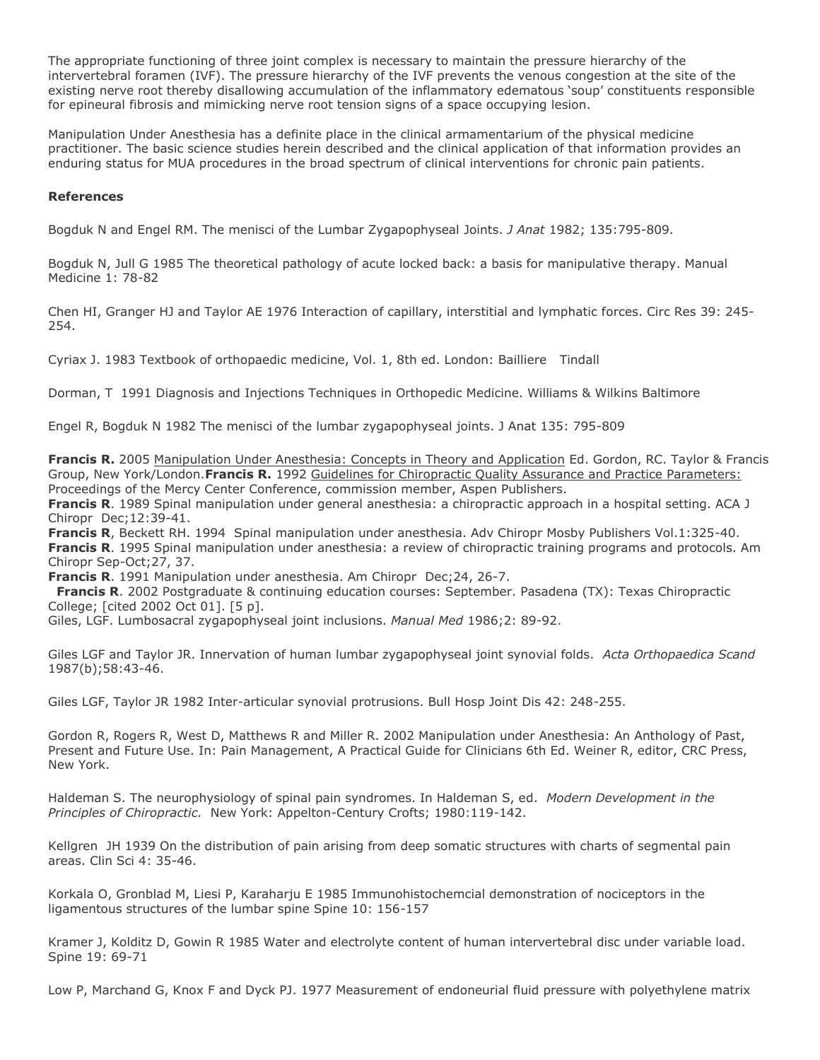The appropriate functioning of three joint complex is necessary to maintain the pressure hierarchy of the intervertebral foramen (IVF). The pressure hierarchy of the IVF prevents the venous congestion at the site of the existing nerve root thereby disallowing accumulation of the inflammatory edematous 'soup' constituents responsible for epineural fibrosis and mimicking nerve root tension signs of a space occupying lesion.

Manipulation Under Anesthesia has a definite place in the clinical armamentarium of the physical medicine practitioner. The basic science studies herein described and the clinical application of that information provides an enduring status for MUA procedures in the broad spectrum of clinical interventions for chronic pain patients.

**References**

Bogduk N and Engel RM. The menisci of the Lumbar Zygapophyseal Joints. *J Anat* 1982; 135:795-809.

Bogduk N, Jull G 1985 The theoretical pathology of acute locked back: a basis for manipulative therapy. Manual Medicine 1: 78-82

Chen HI, Granger HJ and Taylor AE 1976 Interaction of capillary, interstitial and lymphatic forces. Circ Res 39: 245-254.

Cyriax J. 1983 Textbook of orthopaedic medicine, Vol. 1, 8th ed. London: Bailliere Tindall

Dorman, T 1991 Diagnosis and Injections Techniques in Orthopedic Medicine. Williams & Wilkins Baltimore

Engel R, Bogduk N 1982 The menisci of the lumbar zygapophyseal joints. J Anat 135: 795-809

**Francis R.** 2005 Manipulation Under Anesthesia: Concepts in Theory and Application Ed. Gordon, RC. Taylor & Francis Group, New York/London.**Francis R.** 1992 Guidelines for Chiropractic Quality Assurance and Practice Parameters: Proceedings of the Mercy Center Conference, commission member, Aspen Publishers.
**Francis R**. 1989 Spinal manipulation under general anesthesia: a chiropractic approach in a hospital setting. ACA J Chiropr Dec;12:39-41.
**Francis R**, Beckett RH. 1994 Spinal manipulation under anesthesia. Adv Chiropr Mosby Publishers Vol.1:325-40.
**Francis R**. 1995 Spinal manipulation under anesthesia: a review of chiropractic training programs and protocols. Am Chiropr Sep-Oct;27, 37.
**Francis R**. 1991 Manipulation under anesthesia. Am Chiropr Dec;24, 26-7.
**Francis R**. 2002 Postgraduate & continuing education courses: September. Pasadena (TX): Texas Chiropractic College; [cited 2002 Oct 01]. [5 p].
Giles, LGF. Lumbosacral zygapophyseal joint inclusions. *Manual Med* 1986;2: 89-92.

Giles LGF and Taylor JR. Innervation of human lumbar zygapophyseal joint synovial folds. *Acta Orthopaedica Scand* 1987(b);58:43-46.

Giles LGF, Taylor JR 1982 Inter-articular synovial protrusions. Bull Hosp Joint Dis 42: 248-255.

Gordon R, Rogers R, West D, Matthews R and Miller R. 2002 Manipulation under Anesthesia: An Anthology of Past, Present and Future Use. In: Pain Management, A Practical Guide for Clinicians 6th Ed. Weiner R, editor, CRC Press, New York.

Haldeman S. The neurophysiology of spinal pain syndromes. In Haldeman S, ed. *Modern Development in the Principles of Chiropractic.* New York: Appelton-Century Crofts; 1980:119-142.

Kellgren JH 1939 On the distribution of pain arising from deep somatic structures with charts of segmental pain areas. Clin Sci 4: 35-46.

Korkala O, Gronblad M, Liesi P, Karaharju E 1985 Immunohistochemcial demonstration of nociceptors in the ligamentous structures of the lumbar spine Spine 10: 156-157

Kramer J, Kolditz D, Gowin R 1985 Water and electrolyte content of human intervertebral disc under variable load. Spine 19: 69-71

Low P, Marchand G, Knox F and Dyck PJ. 1977 Measurement of endoneurial fluid pressure with polyethylene matrix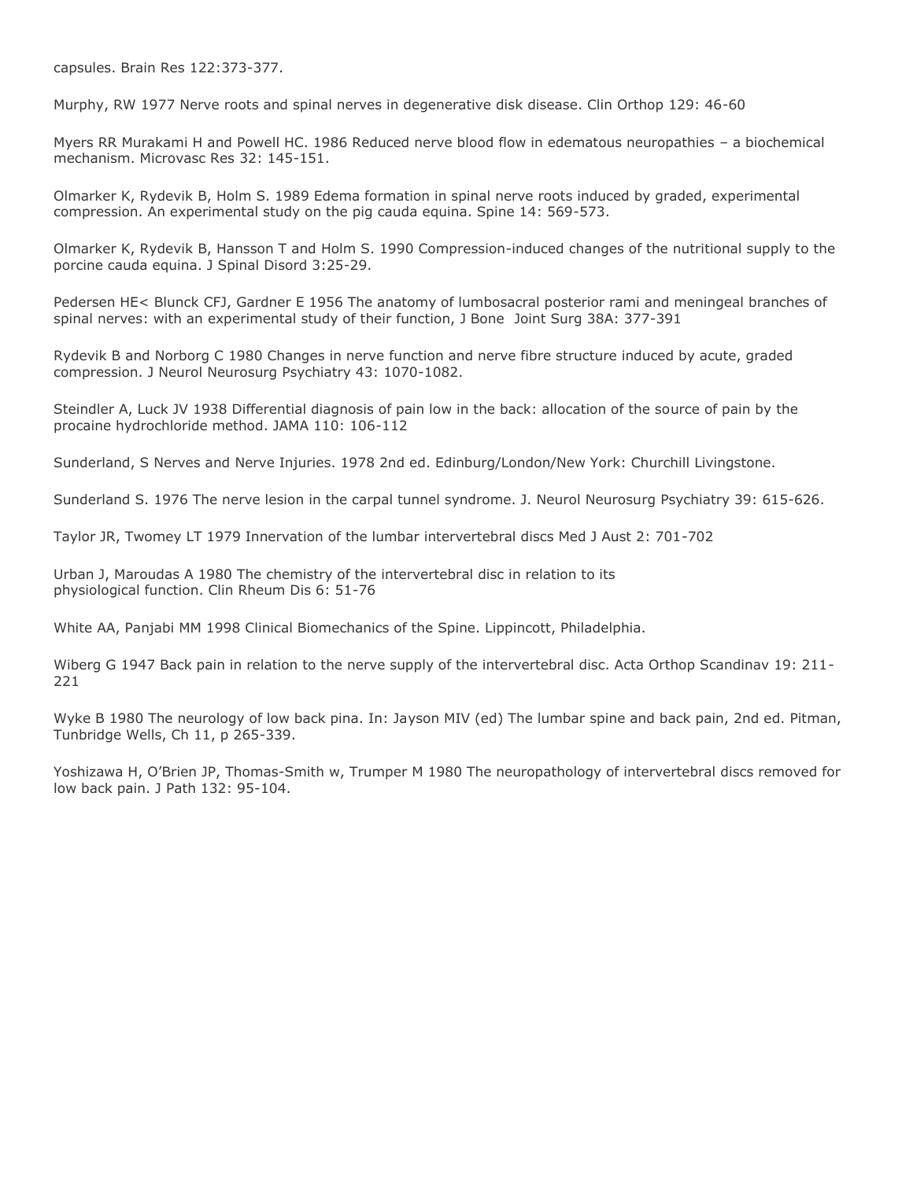capsules. Brain Res 122:373-377.

Murphy, RW 1977 Nerve roots and spinal nerves in degenerative disk disease. Clin Orthop 129: 46-60

Myers RR Murakami H and Powell HC. 1986 Reduced nerve blood flow in edematous neuropathies – a biochemical mechanism. Microvasc Res 32: 145-151.

Olmarker K, Rydevik B, Holm S. 1989 Edema formation in spinal nerve roots induced by graded, experimental compression. An experimental study on the pig cauda equina. Spine 14: 569-573.

Olmarker K, Rydevik B, Hansson T and Holm S. 1990 Compression-induced changes of the nutritional supply to the porcine cauda equina. J Spinal Disord 3:25-29.

Pedersen HE< Blunck CFJ, Gardner E 1956 The anatomy of lumbosacral posterior rami and meningeal branches of spinal nerves: with an experimental study of their function, J Bone Joint Surg 38A: 377-391

Rydevik B and Norborg C 1980 Changes in nerve function and nerve fibre structure induced by acute, graded compression. J Neurol Neurosurg Psychiatry 43: 1070-1082.

Steindler A, Luck JV 1938 Differential diagnosis of pain low in the back: allocation of the source of pain by the procaine hydrochloride method. JAMA 110: 106-112

Sunderland, S Nerves and Nerve Injuries. 1978 2nd ed. Edinburg/London/New York: Churchill Livingstone.

Sunderland S. 1976 The nerve lesion in the carpal tunnel syndrome. J. Neurol Neurosurg Psychiatry 39: 615-626.

Taylor JR, Twomey LT 1979 Innervation of the lumbar intervertebral discs Med J Aust 2: 701-702

Urban J, Maroudas A 1980 The chemistry of the intervertebral disc in relation to its physiological function. Clin Rheum Dis 6: 51-76

White AA, Panjabi MM 1998 Clinical Biomechanics of the Spine. Lippincott, Philadelphia.

Wiberg G 1947 Back pain in relation to the nerve supply of the intervertebral disc. Acta Orthop Scandinav 19: 211-221

Wyke B 1980 The neurology of low back pina. In: Jayson MIV (ed) The lumbar spine and back pain, 2nd ed. Pitman, Tunbridge Wells, Ch 11, p 265-339.

Yoshizawa H, O'Brien JP, Thomas-Smith w, Trumper M 1980 The neuropathology of intervertebral discs removed for low back pain. J Path 132: 95-104.